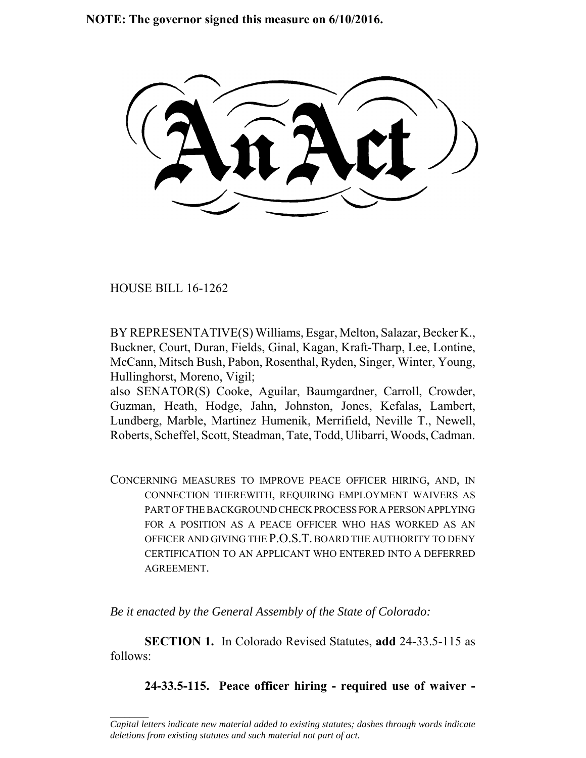**NOTE: The governor signed this measure on 6/10/2016.**

# An Act

HOUSE BILL 16-1262

BY REPRESENTATIVE(S) Williams, Esgar, Melton, Salazar, Becker K., Buckner, Court, Duran, Fields, Ginal, Kagan, Kraft-Tharp, Lee, Lontine, McCann, Mitsch Bush, Pabon, Rosenthal, Ryden, Singer, Winter, Young, Hullinghorst, Moreno, Vigil;
also SENATOR(S) Cooke, Aguilar, Baumgardner, Carroll, Crowder, Guzman, Heath, Hodge, Jahn, Johnston, Jones, Kefalas, Lambert, Lundberg, Marble, Martinez Humenik, Merrifield, Neville T., Newell, Roberts, Scheffel, Scott, Steadman, Tate, Todd, Ulibarri, Woods, Cadman.

CONCERNING MEASURES TO IMPROVE PEACE OFFICER HIRING, AND, IN CONNECTION THEREWITH, REQUIRING EMPLOYMENT WAIVERS AS PART OF THE BACKGROUND CHECK PROCESS FOR A PERSON APPLYING FOR A POSITION AS A PEACE OFFICER WHO HAS WORKED AS AN OFFICER AND GIVING THE P.O.S.T. BOARD THE AUTHORITY TO DENY CERTIFICATION TO AN APPLICANT WHO ENTERED INTO A DEFERRED AGREEMENT.

*Be it enacted by the General Assembly of the State of Colorado:*

**SECTION 1.** In Colorado Revised Statutes, **add** 24-33.5-115 as follows:

**24-33.5-115. Peace officer hiring - required use of waiver -**

*Capital letters indicate new material added to existing statutes; dashes through words indicate deletions from existing statutes and such material not part of act.*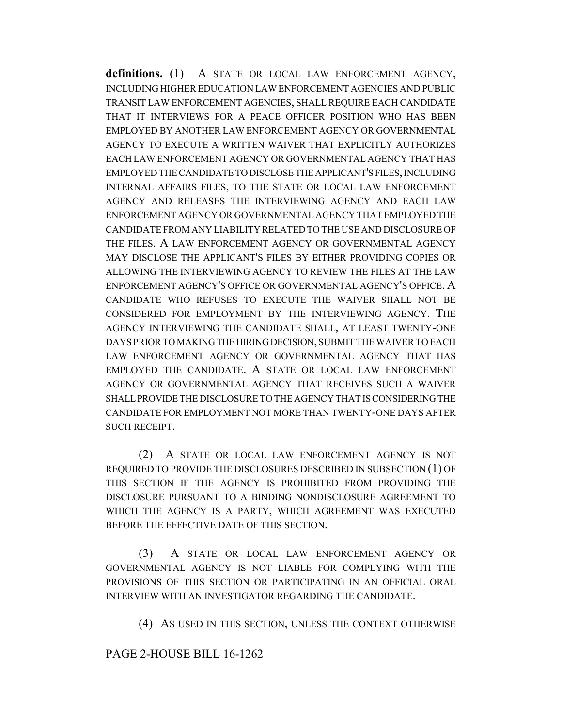**definitions.** (1) A STATE OR LOCAL LAW ENFORCEMENT AGENCY, INCLUDING HIGHER EDUCATION LAW ENFORCEMENT AGENCIES AND PUBLIC TRANSIT LAW ENFORCEMENT AGENCIES, SHALL REQUIRE EACH CANDIDATE THAT IT INTERVIEWS FOR A PEACE OFFICER POSITION WHO HAS BEEN EMPLOYED BY ANOTHER LAW ENFORCEMENT AGENCY OR GOVERNMENTAL AGENCY TO EXECUTE A WRITTEN WAIVER THAT EXPLICITLY AUTHORIZES EACH LAW ENFORCEMENT AGENCY OR GOVERNMENTAL AGENCY THAT HAS EMPLOYED THE CANDIDATE TO DISCLOSE THE APPLICANT'S FILES, INCLUDING INTERNAL AFFAIRS FILES, TO THE STATE OR LOCAL LAW ENFORCEMENT AGENCY AND RELEASES THE INTERVIEWING AGENCY AND EACH LAW ENFORCEMENT AGENCY OR GOVERNMENTAL AGENCY THAT EMPLOYED THE CANDIDATE FROM ANY LIABILITY RELATED TO THE USE AND DISCLOSURE OF THE FILES. A LAW ENFORCEMENT AGENCY OR GOVERNMENTAL AGENCY MAY DISCLOSE THE APPLICANT'S FILES BY EITHER PROVIDING COPIES OR ALLOWING THE INTERVIEWING AGENCY TO REVIEW THE FILES AT THE LAW ENFORCEMENT AGENCY'S OFFICE OR GOVERNMENTAL AGENCY'S OFFICE. A CANDIDATE WHO REFUSES TO EXECUTE THE WAIVER SHALL NOT BE CONSIDERED FOR EMPLOYMENT BY THE INTERVIEWING AGENCY. THE AGENCY INTERVIEWING THE CANDIDATE SHALL, AT LEAST TWENTY-ONE DAYS PRIOR TO MAKING THE HIRING DECISION, SUBMIT THE WAIVER TO EACH LAW ENFORCEMENT AGENCY OR GOVERNMENTAL AGENCY THAT HAS EMPLOYED THE CANDIDATE. A STATE OR LOCAL LAW ENFORCEMENT AGENCY OR GOVERNMENTAL AGENCY THAT RECEIVES SUCH A WAIVER SHALL PROVIDE THE DISCLOSURE TO THE AGENCY THAT IS CONSIDERING THE CANDIDATE FOR EMPLOYMENT NOT MORE THAN TWENTY-ONE DAYS AFTER SUCH RECEIPT.

(2) A STATE OR LOCAL LAW ENFORCEMENT AGENCY IS NOT REQUIRED TO PROVIDE THE DISCLOSURES DESCRIBED IN SUBSECTION (1) OF THIS SECTION IF THE AGENCY IS PROHIBITED FROM PROVIDING THE DISCLOSURE PURSUANT TO A BINDING NONDISCLOSURE AGREEMENT TO WHICH THE AGENCY IS A PARTY, WHICH AGREEMENT WAS EXECUTED BEFORE THE EFFECTIVE DATE OF THIS SECTION.

(3) A STATE OR LOCAL LAW ENFORCEMENT AGENCY OR GOVERNMENTAL AGENCY IS NOT LIABLE FOR COMPLYING WITH THE PROVISIONS OF THIS SECTION OR PARTICIPATING IN AN OFFICIAL ORAL INTERVIEW WITH AN INVESTIGATOR REGARDING THE CANDIDATE.

(4) AS USED IN THIS SECTION, UNLESS THE CONTEXT OTHERWISE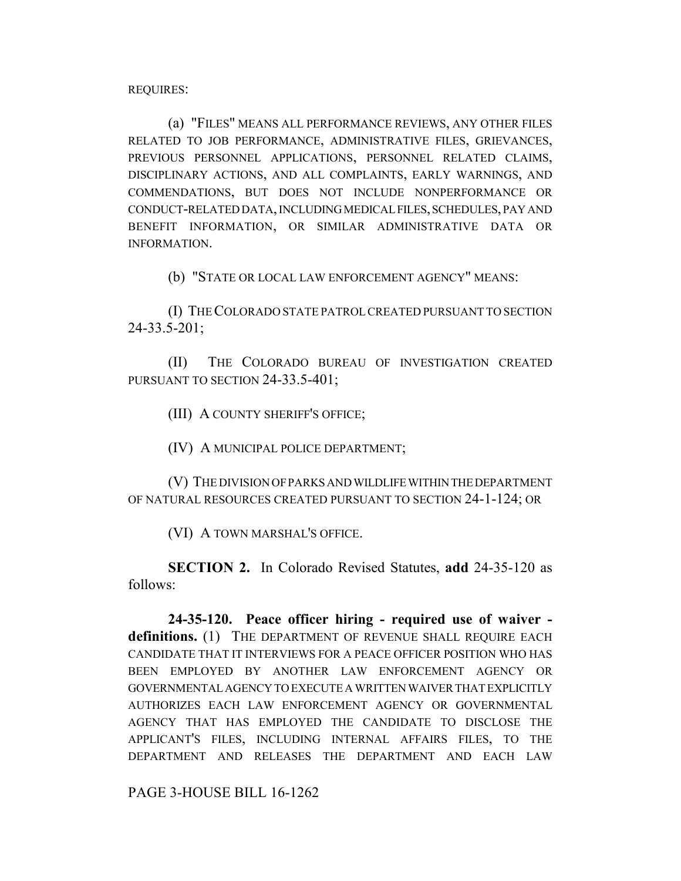REQUIRES:

(a) "FILES" MEANS ALL PERFORMANCE REVIEWS, ANY OTHER FILES RELATED TO JOB PERFORMANCE, ADMINISTRATIVE FILES, GRIEVANCES, PREVIOUS PERSONNEL APPLICATIONS, PERSONNEL RELATED CLAIMS, DISCIPLINARY ACTIONS, AND ALL COMPLAINTS, EARLY WARNINGS, AND COMMENDATIONS, BUT DOES NOT INCLUDE NONPERFORMANCE OR CONDUCT-RELATED DATA, INCLUDING MEDICAL FILES, SCHEDULES, PAY AND BENEFIT INFORMATION, OR SIMILAR ADMINISTRATIVE DATA OR INFORMATION.

(b) "STATE OR LOCAL LAW ENFORCEMENT AGENCY" MEANS:

(I) THE COLORADO STATE PATROL CREATED PURSUANT TO SECTION 24-33.5-201;

(II) THE COLORADO BUREAU OF INVESTIGATION CREATED PURSUANT TO SECTION 24-33.5-401;

(III) A COUNTY SHERIFF'S OFFICE;

(IV) A MUNICIPAL POLICE DEPARTMENT;

(V) THE DIVISION OF PARKS AND WILDLIFE WITHIN THE DEPARTMENT OF NATURAL RESOURCES CREATED PURSUANT TO SECTION 24-1-124; OR

(VI) A TOWN MARSHAL'S OFFICE.

**SECTION 2.** In Colorado Revised Statutes, **add** 24-35-120 as follows:

**24-35-120. Peace officer hiring - required use of waiver - definitions.** (1) THE DEPARTMENT OF REVENUE SHALL REQUIRE EACH CANDIDATE THAT IT INTERVIEWS FOR A PEACE OFFICER POSITION WHO HAS BEEN EMPLOYED BY ANOTHER LAW ENFORCEMENT AGENCY OR GOVERNMENTAL AGENCY TO EXECUTE A WRITTEN WAIVER THAT EXPLICITLY AUTHORIZES EACH LAW ENFORCEMENT AGENCY OR GOVERNMENTAL AGENCY THAT HAS EMPLOYED THE CANDIDATE TO DISCLOSE THE APPLICANT'S FILES, INCLUDING INTERNAL AFFAIRS FILES, TO THE DEPARTMENT AND RELEASES THE DEPARTMENT AND EACH LAW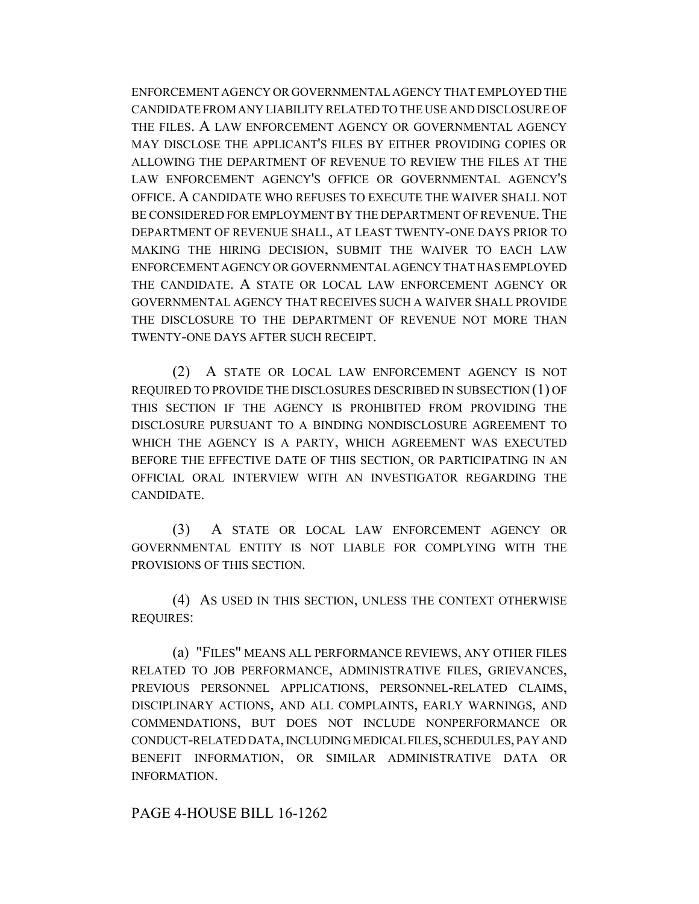ENFORCEMENT AGENCY OR GOVERNMENTAL AGENCY THAT EMPLOYED THE CANDIDATE FROM ANY LIABILITY RELATED TO THE USE AND DISCLOSURE OF THE FILES. A LAW ENFORCEMENT AGENCY OR GOVERNMENTAL AGENCY MAY DISCLOSE THE APPLICANT'S FILES BY EITHER PROVIDING COPIES OR ALLOWING THE DEPARTMENT OF REVENUE TO REVIEW THE FILES AT THE LAW ENFORCEMENT AGENCY'S OFFICE OR GOVERNMENTAL AGENCY'S OFFICE. A CANDIDATE WHO REFUSES TO EXECUTE THE WAIVER SHALL NOT BE CONSIDERED FOR EMPLOYMENT BY THE DEPARTMENT OF REVENUE. THE DEPARTMENT OF REVENUE SHALL, AT LEAST TWENTY-ONE DAYS PRIOR TO MAKING THE HIRING DECISION, SUBMIT THE WAIVER TO EACH LAW ENFORCEMENT AGENCY OR GOVERNMENTAL AGENCY THAT HAS EMPLOYED THE CANDIDATE. A STATE OR LOCAL LAW ENFORCEMENT AGENCY OR GOVERNMENTAL AGENCY THAT RECEIVES SUCH A WAIVER SHALL PROVIDE THE DISCLOSURE TO THE DEPARTMENT OF REVENUE NOT MORE THAN TWENTY-ONE DAYS AFTER SUCH RECEIPT.

(2) A STATE OR LOCAL LAW ENFORCEMENT AGENCY IS NOT REQUIRED TO PROVIDE THE DISCLOSURES DESCRIBED IN SUBSECTION (1) OF THIS SECTION IF THE AGENCY IS PROHIBITED FROM PROVIDING THE DISCLOSURE PURSUANT TO A BINDING NONDISCLOSURE AGREEMENT TO WHICH THE AGENCY IS A PARTY, WHICH AGREEMENT WAS EXECUTED BEFORE THE EFFECTIVE DATE OF THIS SECTION, OR PARTICIPATING IN AN OFFICIAL ORAL INTERVIEW WITH AN INVESTIGATOR REGARDING THE CANDIDATE.

(3) A STATE OR LOCAL LAW ENFORCEMENT AGENCY OR GOVERNMENTAL ENTITY IS NOT LIABLE FOR COMPLYING WITH THE PROVISIONS OF THIS SECTION.

(4) AS USED IN THIS SECTION, UNLESS THE CONTEXT OTHERWISE REQUIRES:

(a) "FILES" MEANS ALL PERFORMANCE REVIEWS, ANY OTHER FILES RELATED TO JOB PERFORMANCE, ADMINISTRATIVE FILES, GRIEVANCES, PREVIOUS PERSONNEL APPLICATIONS, PERSONNEL-RELATED CLAIMS, DISCIPLINARY ACTIONS, AND ALL COMPLAINTS, EARLY WARNINGS, AND COMMENDATIONS, BUT DOES NOT INCLUDE NONPERFORMANCE OR CONDUCT-RELATED DATA, INCLUDING MEDICAL FILES, SCHEDULES, PAY AND BENEFIT INFORMATION, OR SIMILAR ADMINISTRATIVE DATA OR INFORMATION.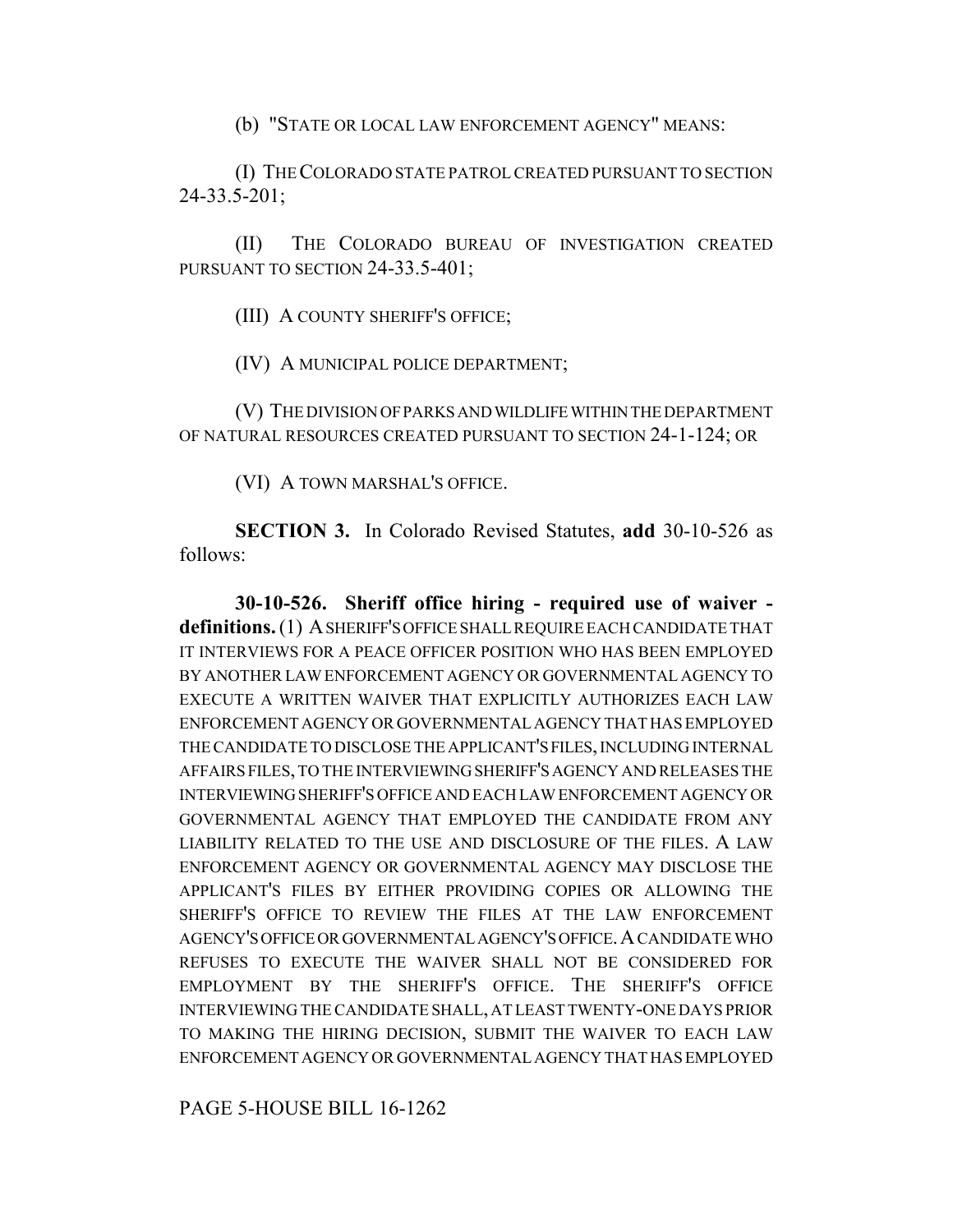(b) "STATE OR LOCAL LAW ENFORCEMENT AGENCY" MEANS:

(I) THE COLORADO STATE PATROL CREATED PURSUANT TO SECTION 24-33.5-201;

(II) THE COLORADO BUREAU OF INVESTIGATION CREATED PURSUANT TO SECTION 24-33.5-401;

(III) A COUNTY SHERIFF'S OFFICE;

(IV) A MUNICIPAL POLICE DEPARTMENT;

(V) THE DIVISION OF PARKS AND WILDLIFE WITHIN THE DEPARTMENT OF NATURAL RESOURCES CREATED PURSUANT TO SECTION 24-1-124; OR

(VI) A TOWN MARSHAL'S OFFICE.

**SECTION 3.** In Colorado Revised Statutes, **add** 30-10-526 as follows:

**30-10-526. Sheriff office hiring - required use of waiver - definitions.** (1) A SHERIFF'S OFFICE SHALL REQUIRE EACH CANDIDATE THAT IT INTERVIEWS FOR A PEACE OFFICER POSITION WHO HAS BEEN EMPLOYED BY ANOTHER LAW ENFORCEMENT AGENCY OR GOVERNMENTAL AGENCY TO EXECUTE A WRITTEN WAIVER THAT EXPLICITLY AUTHORIZES EACH LAW ENFORCEMENT AGENCY OR GOVERNMENTAL AGENCY THAT HAS EMPLOYED THE CANDIDATE TO DISCLOSE THE APPLICANT'S FILES, INCLUDING INTERNAL AFFAIRS FILES, TO THE INTERVIEWING SHERIFF'S AGENCY AND RELEASES THE INTERVIEWING SHERIFF'S OFFICE AND EACH LAW ENFORCEMENT AGENCY OR GOVERNMENTAL AGENCY THAT EMPLOYED THE CANDIDATE FROM ANY LIABILITY RELATED TO THE USE AND DISCLOSURE OF THE FILES. A LAW ENFORCEMENT AGENCY OR GOVERNMENTAL AGENCY MAY DISCLOSE THE APPLICANT'S FILES BY EITHER PROVIDING COPIES OR ALLOWING THE SHERIFF'S OFFICE TO REVIEW THE FILES AT THE LAW ENFORCEMENT AGENCY'S OFFICE OR GOVERNMENTAL AGENCY'S OFFICE. A CANDIDATE WHO REFUSES TO EXECUTE THE WAIVER SHALL NOT BE CONSIDERED FOR EMPLOYMENT BY THE SHERIFF'S OFFICE. THE SHERIFF'S OFFICE INTERVIEWING THE CANDIDATE SHALL, AT LEAST TWENTY-ONE DAYS PRIOR TO MAKING THE HIRING DECISION, SUBMIT THE WAIVER TO EACH LAW ENFORCEMENT AGENCY OR GOVERNMENTAL AGENCY THAT HAS EMPLOYED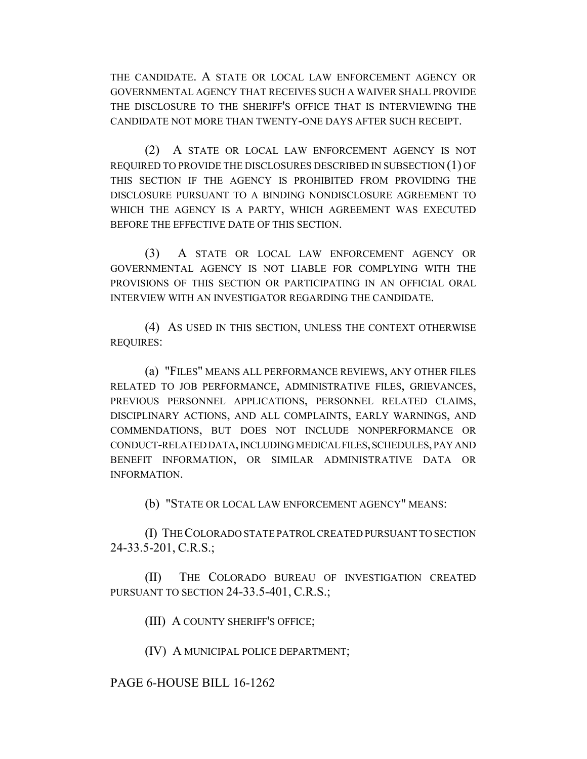THE CANDIDATE. A STATE OR LOCAL LAW ENFORCEMENT AGENCY OR GOVERNMENTAL AGENCY THAT RECEIVES SUCH A WAIVER SHALL PROVIDE THE DISCLOSURE TO THE SHERIFF'S OFFICE THAT IS INTERVIEWING THE CANDIDATE NOT MORE THAN TWENTY-ONE DAYS AFTER SUCH RECEIPT.

(2) A STATE OR LOCAL LAW ENFORCEMENT AGENCY IS NOT REQUIRED TO PROVIDE THE DISCLOSURES DESCRIBED IN SUBSECTION (1) OF THIS SECTION IF THE AGENCY IS PROHIBITED FROM PROVIDING THE DISCLOSURE PURSUANT TO A BINDING NONDISCLOSURE AGREEMENT TO WHICH THE AGENCY IS A PARTY, WHICH AGREEMENT WAS EXECUTED BEFORE THE EFFECTIVE DATE OF THIS SECTION.

(3) A STATE OR LOCAL LAW ENFORCEMENT AGENCY OR GOVERNMENTAL AGENCY IS NOT LIABLE FOR COMPLYING WITH THE PROVISIONS OF THIS SECTION OR PARTICIPATING IN AN OFFICIAL ORAL INTERVIEW WITH AN INVESTIGATOR REGARDING THE CANDIDATE.

(4) AS USED IN THIS SECTION, UNLESS THE CONTEXT OTHERWISE REQUIRES:

(a) "FILES" MEANS ALL PERFORMANCE REVIEWS, ANY OTHER FILES RELATED TO JOB PERFORMANCE, ADMINISTRATIVE FILES, GRIEVANCES, PREVIOUS PERSONNEL APPLICATIONS, PERSONNEL RELATED CLAIMS, DISCIPLINARY ACTIONS, AND ALL COMPLAINTS, EARLY WARNINGS, AND COMMENDATIONS, BUT DOES NOT INCLUDE NONPERFORMANCE OR CONDUCT-RELATED DATA, INCLUDING MEDICAL FILES, SCHEDULES, PAY AND BENEFIT INFORMATION, OR SIMILAR ADMINISTRATIVE DATA OR INFORMATION.

(b) "STATE OR LOCAL LAW ENFORCEMENT AGENCY" MEANS:

(I) THE COLORADO STATE PATROL CREATED PURSUANT TO SECTION 24-33.5-201, C.R.S.;

(II) THE COLORADO BUREAU OF INVESTIGATION CREATED PURSUANT TO SECTION 24-33.5-401, C.R.S.;

(III) A COUNTY SHERIFF'S OFFICE;

(IV) A MUNICIPAL POLICE DEPARTMENT;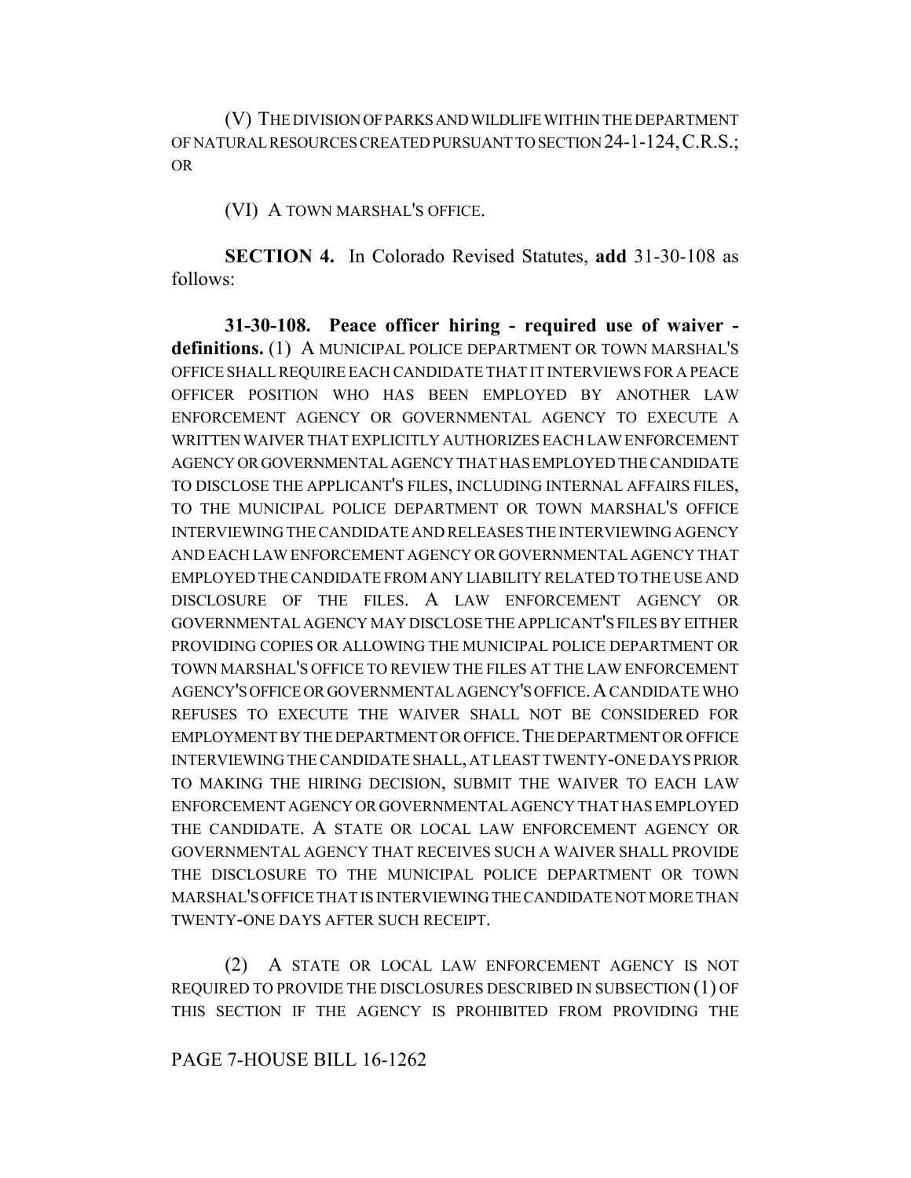(V) THE DIVISION OF PARKS AND WILDLIFE WITHIN THE DEPARTMENT OF NATURAL RESOURCES CREATED PURSUANT TO SECTION 24-1-124, C.R.S.; OR

(VI) A TOWN MARSHAL'S OFFICE.

**SECTION 4.** In Colorado Revised Statutes, **add** 31-30-108 as follows:

**31-30-108. Peace officer hiring - required use of waiver - definitions.** (1) A MUNICIPAL POLICE DEPARTMENT OR TOWN MARSHAL'S OFFICE SHALL REQUIRE EACH CANDIDATE THAT IT INTERVIEWS FOR A PEACE OFFICER POSITION WHO HAS BEEN EMPLOYED BY ANOTHER LAW ENFORCEMENT AGENCY OR GOVERNMENTAL AGENCY TO EXECUTE A WRITTEN WAIVER THAT EXPLICITLY AUTHORIZES EACH LAW ENFORCEMENT AGENCY OR GOVERNMENTAL AGENCY THAT HAS EMPLOYED THE CANDIDATE TO DISCLOSE THE APPLICANT'S FILES, INCLUDING INTERNAL AFFAIRS FILES, TO THE MUNICIPAL POLICE DEPARTMENT OR TOWN MARSHAL'S OFFICE INTERVIEWING THE CANDIDATE AND RELEASES THE INTERVIEWING AGENCY AND EACH LAW ENFORCEMENT AGENCY OR GOVERNMENTAL AGENCY THAT EMPLOYED THE CANDIDATE FROM ANY LIABILITY RELATED TO THE USE AND DISCLOSURE OF THE FILES. A LAW ENFORCEMENT AGENCY OR GOVERNMENTAL AGENCY MAY DISCLOSE THE APPLICANT'S FILES BY EITHER PROVIDING COPIES OR ALLOWING THE MUNICIPAL POLICE DEPARTMENT OR TOWN MARSHAL'S OFFICE TO REVIEW THE FILES AT THE LAW ENFORCEMENT AGENCY'S OFFICE OR GOVERNMENTAL AGENCY'S OFFICE. A CANDIDATE WHO REFUSES TO EXECUTE THE WAIVER SHALL NOT BE CONSIDERED FOR EMPLOYMENT BY THE DEPARTMENT OR OFFICE. THE DEPARTMENT OR OFFICE INTERVIEWING THE CANDIDATE SHALL, AT LEAST TWENTY-ONE DAYS PRIOR TO MAKING THE HIRING DECISION, SUBMIT THE WAIVER TO EACH LAW ENFORCEMENT AGENCY OR GOVERNMENTAL AGENCY THAT HAS EMPLOYED THE CANDIDATE. A STATE OR LOCAL LAW ENFORCEMENT AGENCY OR GOVERNMENTAL AGENCY THAT RECEIVES SUCH A WAIVER SHALL PROVIDE THE DISCLOSURE TO THE MUNICIPAL POLICE DEPARTMENT OR TOWN MARSHAL'S OFFICE THAT IS INTERVIEWING THE CANDIDATE NOT MORE THAN TWENTY-ONE DAYS AFTER SUCH RECEIPT.

(2) A STATE OR LOCAL LAW ENFORCEMENT AGENCY IS NOT REQUIRED TO PROVIDE THE DISCLOSURES DESCRIBED IN SUBSECTION (1) OF THIS SECTION IF THE AGENCY IS PROHIBITED FROM PROVIDING THE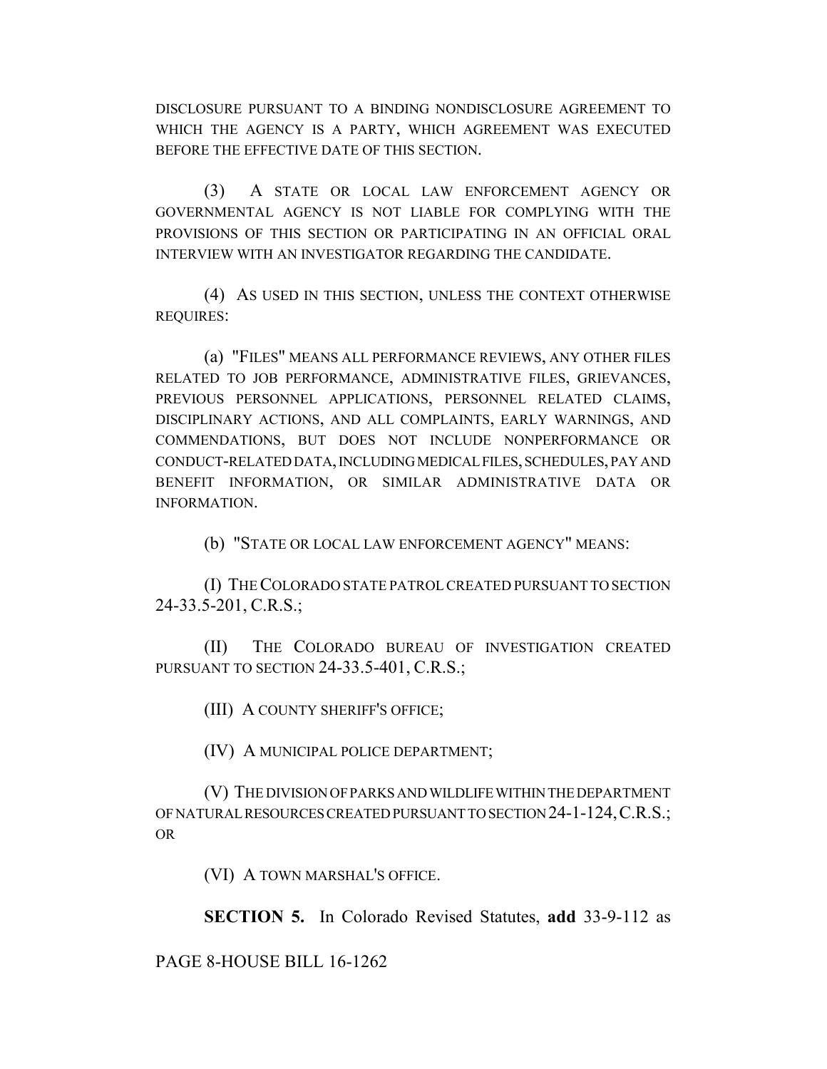DISCLOSURE PURSUANT TO A BINDING NONDISCLOSURE AGREEMENT TO WHICH THE AGENCY IS A PARTY, WHICH AGREEMENT WAS EXECUTED BEFORE THE EFFECTIVE DATE OF THIS SECTION.

(3) A STATE OR LOCAL LAW ENFORCEMENT AGENCY OR GOVERNMENTAL AGENCY IS NOT LIABLE FOR COMPLYING WITH THE PROVISIONS OF THIS SECTION OR PARTICIPATING IN AN OFFICIAL ORAL INTERVIEW WITH AN INVESTIGATOR REGARDING THE CANDIDATE.

(4) AS USED IN THIS SECTION, UNLESS THE CONTEXT OTHERWISE REQUIRES:

(a) "FILES" MEANS ALL PERFORMANCE REVIEWS, ANY OTHER FILES RELATED TO JOB PERFORMANCE, ADMINISTRATIVE FILES, GRIEVANCES, PREVIOUS PERSONNEL APPLICATIONS, PERSONNEL RELATED CLAIMS, DISCIPLINARY ACTIONS, AND ALL COMPLAINTS, EARLY WARNINGS, AND COMMENDATIONS, BUT DOES NOT INCLUDE NONPERFORMANCE OR CONDUCT-RELATED DATA, INCLUDING MEDICAL FILES, SCHEDULES, PAY AND BENEFIT INFORMATION, OR SIMILAR ADMINISTRATIVE DATA OR INFORMATION.

(b) "STATE OR LOCAL LAW ENFORCEMENT AGENCY" MEANS:

(I) THE COLORADO STATE PATROL CREATED PURSUANT TO SECTION 24-33.5-201, C.R.S.;

(II) THE COLORADO BUREAU OF INVESTIGATION CREATED PURSUANT TO SECTION 24-33.5-401, C.R.S.;

(III) A COUNTY SHERIFF'S OFFICE;

(IV) A MUNICIPAL POLICE DEPARTMENT;

(V) THE DIVISION OF PARKS AND WILDLIFE WITHIN THE DEPARTMENT OF NATURAL RESOURCES CREATED PURSUANT TO SECTION 24-1-124, C.R.S.; OR

(VI) A TOWN MARSHAL'S OFFICE.

**SECTION 5.** In Colorado Revised Statutes, **add** 33-9-112 as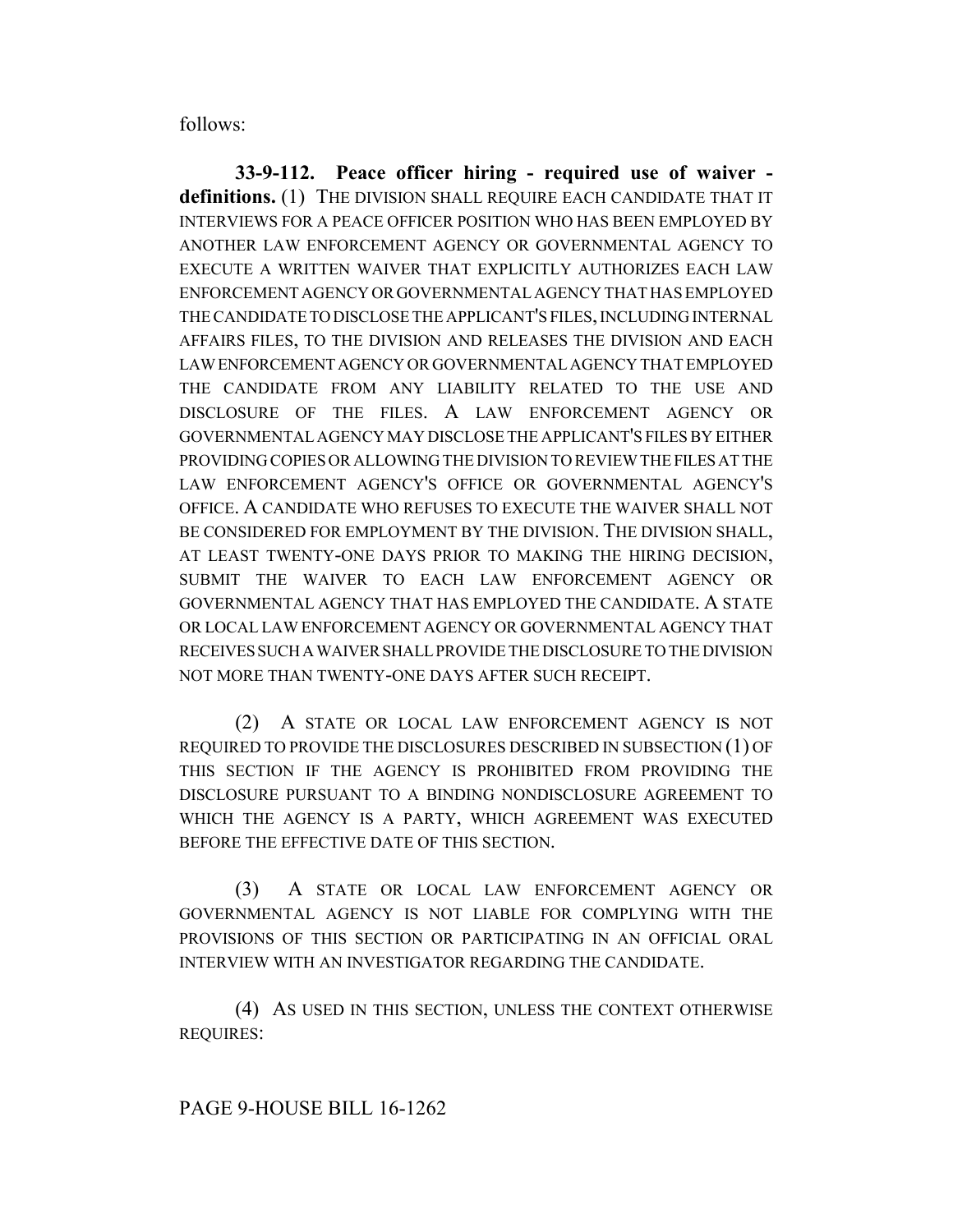follows:

**33-9-112. Peace officer hiring - required use of waiver - definitions.** (1) THE DIVISION SHALL REQUIRE EACH CANDIDATE THAT IT INTERVIEWS FOR A PEACE OFFICER POSITION WHO HAS BEEN EMPLOYED BY ANOTHER LAW ENFORCEMENT AGENCY OR GOVERNMENTAL AGENCY TO EXECUTE A WRITTEN WAIVER THAT EXPLICITLY AUTHORIZES EACH LAW ENFORCEMENT AGENCY OR GOVERNMENTAL AGENCY THAT HAS EMPLOYED THE CANDIDATE TO DISCLOSE THE APPLICANT'S FILES, INCLUDING INTERNAL AFFAIRS FILES, TO THE DIVISION AND RELEASES THE DIVISION AND EACH LAW ENFORCEMENT AGENCY OR GOVERNMENTAL AGENCY THAT EMPLOYED THE CANDIDATE FROM ANY LIABILITY RELATED TO THE USE AND DISCLOSURE OF THE FILES. A LAW ENFORCEMENT AGENCY OR GOVERNMENTAL AGENCY MAY DISCLOSE THE APPLICANT'S FILES BY EITHER PROVIDING COPIES OR ALLOWING THE DIVISION TO REVIEW THE FILES AT THE LAW ENFORCEMENT AGENCY'S OFFICE OR GOVERNMENTAL AGENCY'S OFFICE. A CANDIDATE WHO REFUSES TO EXECUTE THE WAIVER SHALL NOT BE CONSIDERED FOR EMPLOYMENT BY THE DIVISION. THE DIVISION SHALL, AT LEAST TWENTY-ONE DAYS PRIOR TO MAKING THE HIRING DECISION, SUBMIT THE WAIVER TO EACH LAW ENFORCEMENT AGENCY OR GOVERNMENTAL AGENCY THAT HAS EMPLOYED THE CANDIDATE. A STATE OR LOCAL LAW ENFORCEMENT AGENCY OR GOVERNMENTAL AGENCY THAT RECEIVES SUCH A WAIVER SHALL PROVIDE THE DISCLOSURE TO THE DIVISION NOT MORE THAN TWENTY-ONE DAYS AFTER SUCH RECEIPT.

(2) A STATE OR LOCAL LAW ENFORCEMENT AGENCY IS NOT REQUIRED TO PROVIDE THE DISCLOSURES DESCRIBED IN SUBSECTION (1) OF THIS SECTION IF THE AGENCY IS PROHIBITED FROM PROVIDING THE DISCLOSURE PURSUANT TO A BINDING NONDISCLOSURE AGREEMENT TO WHICH THE AGENCY IS A PARTY, WHICH AGREEMENT WAS EXECUTED BEFORE THE EFFECTIVE DATE OF THIS SECTION.

(3) A STATE OR LOCAL LAW ENFORCEMENT AGENCY OR GOVERNMENTAL AGENCY IS NOT LIABLE FOR COMPLYING WITH THE PROVISIONS OF THIS SECTION OR PARTICIPATING IN AN OFFICIAL ORAL INTERVIEW WITH AN INVESTIGATOR REGARDING THE CANDIDATE.

(4) AS USED IN THIS SECTION, UNLESS THE CONTEXT OTHERWISE REQUIRES: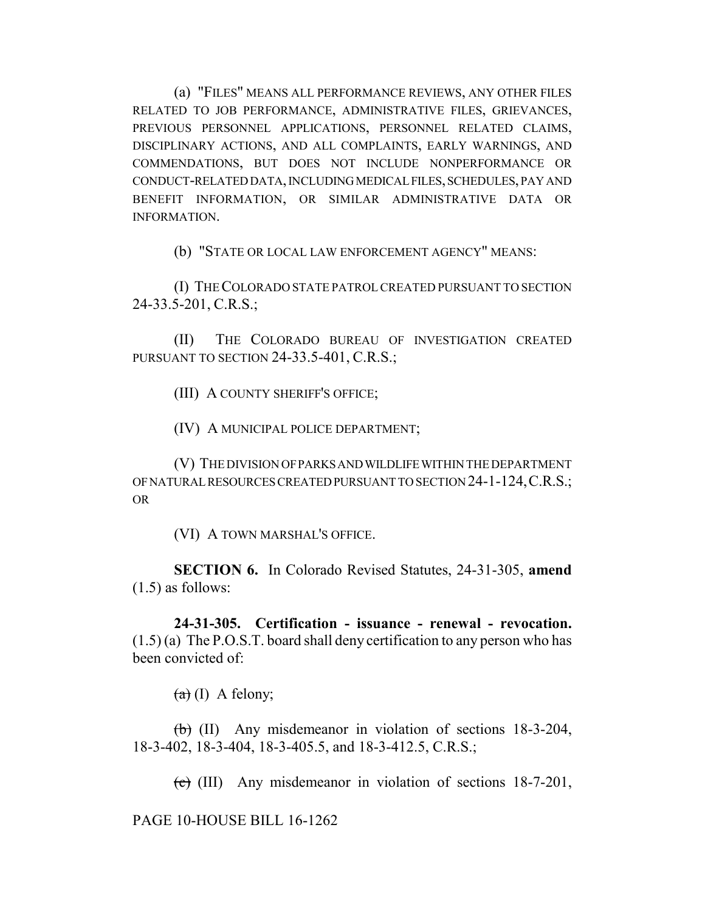(a) "FILES" MEANS ALL PERFORMANCE REVIEWS, ANY OTHER FILES RELATED TO JOB PERFORMANCE, ADMINISTRATIVE FILES, GRIEVANCES, PREVIOUS PERSONNEL APPLICATIONS, PERSONNEL RELATED CLAIMS, DISCIPLINARY ACTIONS, AND ALL COMPLAINTS, EARLY WARNINGS, AND COMMENDATIONS, BUT DOES NOT INCLUDE NONPERFORMANCE OR CONDUCT-RELATED DATA, INCLUDING MEDICAL FILES, SCHEDULES, PAY AND BENEFIT INFORMATION, OR SIMILAR ADMINISTRATIVE DATA OR INFORMATION.

(b) "STATE OR LOCAL LAW ENFORCEMENT AGENCY" MEANS:

(I) THE COLORADO STATE PATROL CREATED PURSUANT TO SECTION 24-33.5-201, C.R.S.;

(II) THE COLORADO BUREAU OF INVESTIGATION CREATED PURSUANT TO SECTION 24-33.5-401, C.R.S.;

(III) A COUNTY SHERIFF'S OFFICE;

(IV) A MUNICIPAL POLICE DEPARTMENT;

(V) THE DIVISION OF PARKS AND WILDLIFE WITHIN THE DEPARTMENT OF NATURAL RESOURCES CREATED PURSUANT TO SECTION 24-1-124, C.R.S.; OR

(VI) A TOWN MARSHAL'S OFFICE.

**SECTION 6.** In Colorado Revised Statutes, 24-31-305, **amend** (1.5) as follows:

**24-31-305. Certification - issuance - renewal - revocation.** (1.5) (a) The P.O.S.T. board shall deny certification to any person who has been convicted of:

~~(a)~~ (I) A felony;

~~(b)~~ (II) Any misdemeanor in violation of sections 18-3-204, 18-3-402, 18-3-404, 18-3-405.5, and 18-3-412.5, C.R.S.;

~~(c)~~ (III) Any misdemeanor in violation of sections 18-7-201,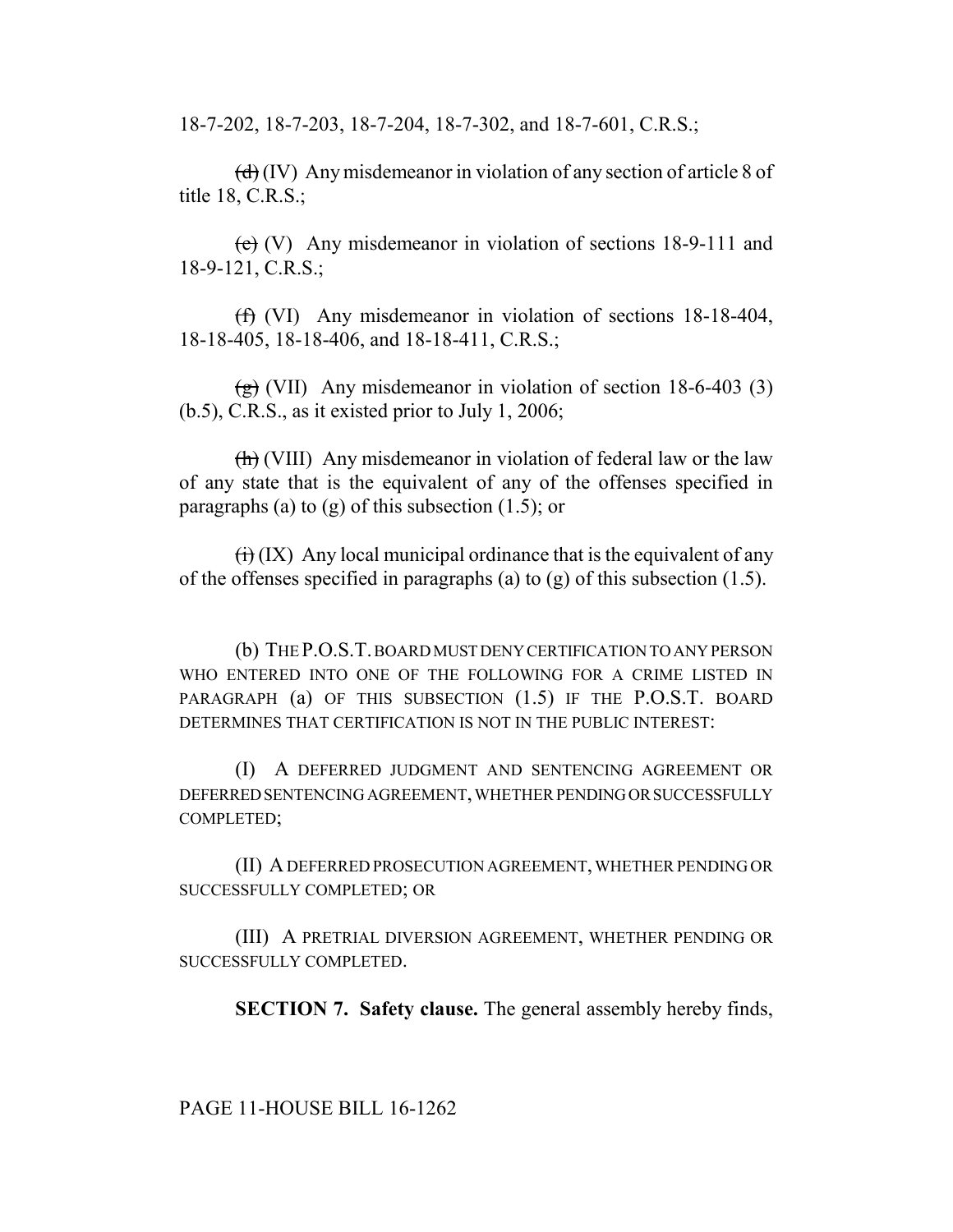18-7-202, 18-7-203, 18-7-204, 18-7-302, and 18-7-601, C.R.S.;

~~(d)~~ (IV) Any misdemeanor in violation of any section of article 8 of title 18, C.R.S.;

~~(e)~~ (V) Any misdemeanor in violation of sections 18-9-111 and 18-9-121, C.R.S.;

~~(f)~~ (VI) Any misdemeanor in violation of sections 18-18-404, 18-18-405, 18-18-406, and 18-18-411, C.R.S.;

~~(g)~~ (VII) Any misdemeanor in violation of section 18-6-403 (3) (b.5), C.R.S., as it existed prior to July 1, 2006;

~~(h)~~ (VIII) Any misdemeanor in violation of federal law or the law of any state that is the equivalent of any of the offenses specified in paragraphs (a) to (g) of this subsection (1.5); or

~~(i)~~ (IX) Any local municipal ordinance that is the equivalent of any of the offenses specified in paragraphs (a) to (g) of this subsection (1.5).

(b) THE P.O.S.T. BOARD MUST DENY CERTIFICATION TO ANY PERSON WHO ENTERED INTO ONE OF THE FOLLOWING FOR A CRIME LISTED IN PARAGRAPH (a) OF THIS SUBSECTION (1.5) IF THE P.O.S.T. BOARD DETERMINES THAT CERTIFICATION IS NOT IN THE PUBLIC INTEREST:

(I) A DEFERRED JUDGMENT AND SENTENCING AGREEMENT OR DEFERRED SENTENCING AGREEMENT, WHETHER PENDING OR SUCCESSFULLY COMPLETED;

(II) A DEFERRED PROSECUTION AGREEMENT, WHETHER PENDING OR SUCCESSFULLY COMPLETED; OR

(III) A PRETRIAL DIVERSION AGREEMENT, WHETHER PENDING OR SUCCESSFULLY COMPLETED.

**SECTION 7. Safety clause.** The general assembly hereby finds,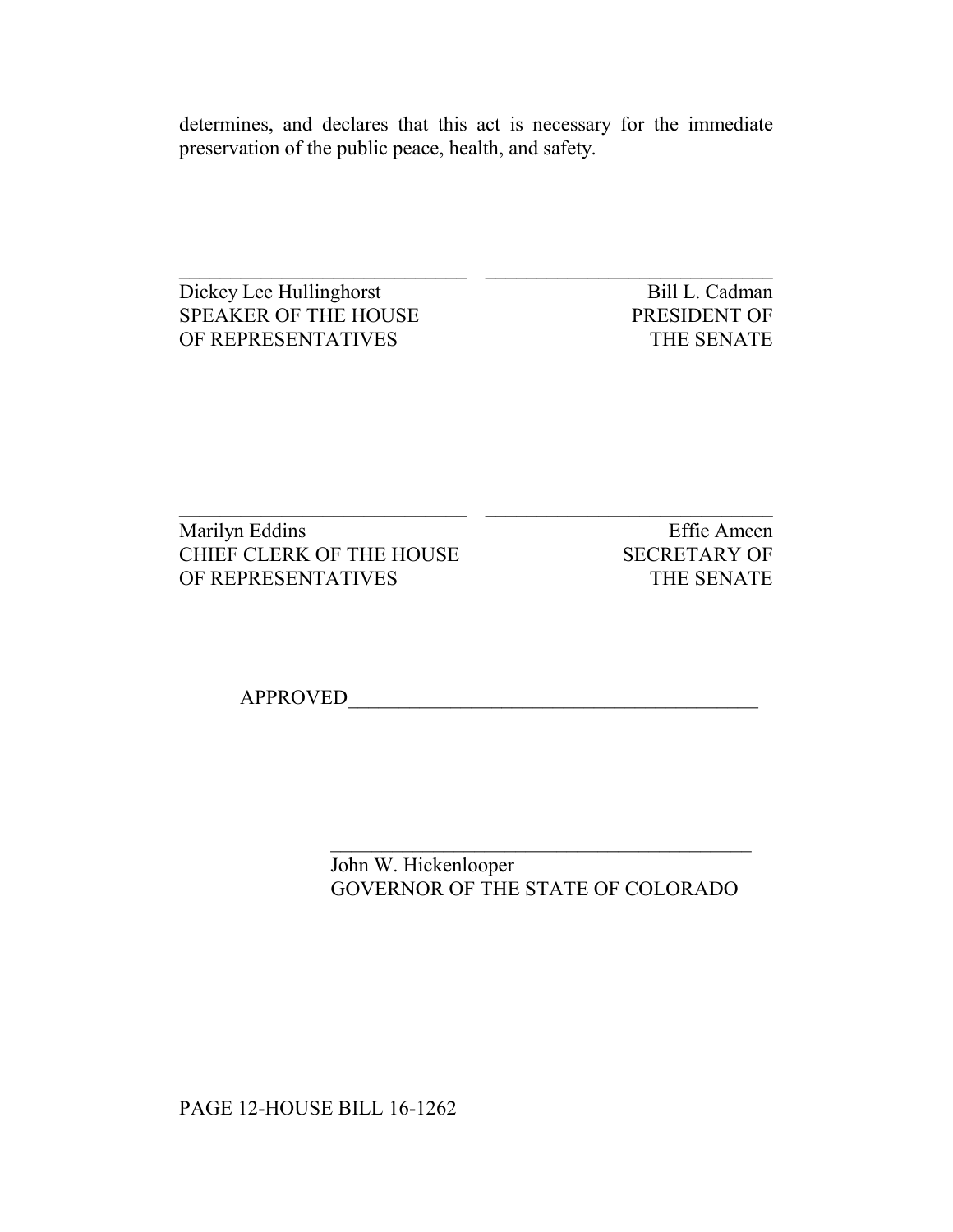determines, and declares that this act is necessary for the immediate preservation of the public peace, health, and safety.

\_\_\_\_\_\_\_\_\_\_\_\_\_\_\_\_\_\_\_\_\_\_\_\_\_\_\_\_

Dickey Lee Hullinghorst
SPEAKER OF THE HOUSE
OF REPRESENTATIVES

\_\_\_\_\_\_\_\_\_\_\_\_\_\_\_\_\_\_\_\_\_\_\_\_\_\_\_\_

Bill L. Cadman
PRESIDENT OF
THE SENATE

\_\_\_\_\_\_\_\_\_\_\_\_\_\_\_\_\_\_\_\_\_\_\_\_\_\_\_\_

Marilyn Eddins
CHIEF CLERK OF THE HOUSE
OF REPRESENTATIVES

\_\_\_\_\_\_\_\_\_\_\_\_\_\_\_\_\_\_\_\_\_\_\_\_\_\_\_\_

Effie Ameen
SECRETARY OF
THE SENATE

APPROVED\_\_\_\_\_\_\_\_\_\_\_\_\_\_\_\_\_\_\_\_\_\_\_\_\_\_\_\_\_\_\_\_\_\_\_\_\_\_\_\_

\_\_\_\_\_\_\_\_\_\_\_\_\_\_\_\_\_\_\_\_\_\_\_\_\_\_\_\_\_\_\_\_\_\_\_\_\_\_\_\_

John W. Hickenlooper
GOVERNOR OF THE STATE OF COLORADO

PAGE 12-HOUSE BILL 16-1262